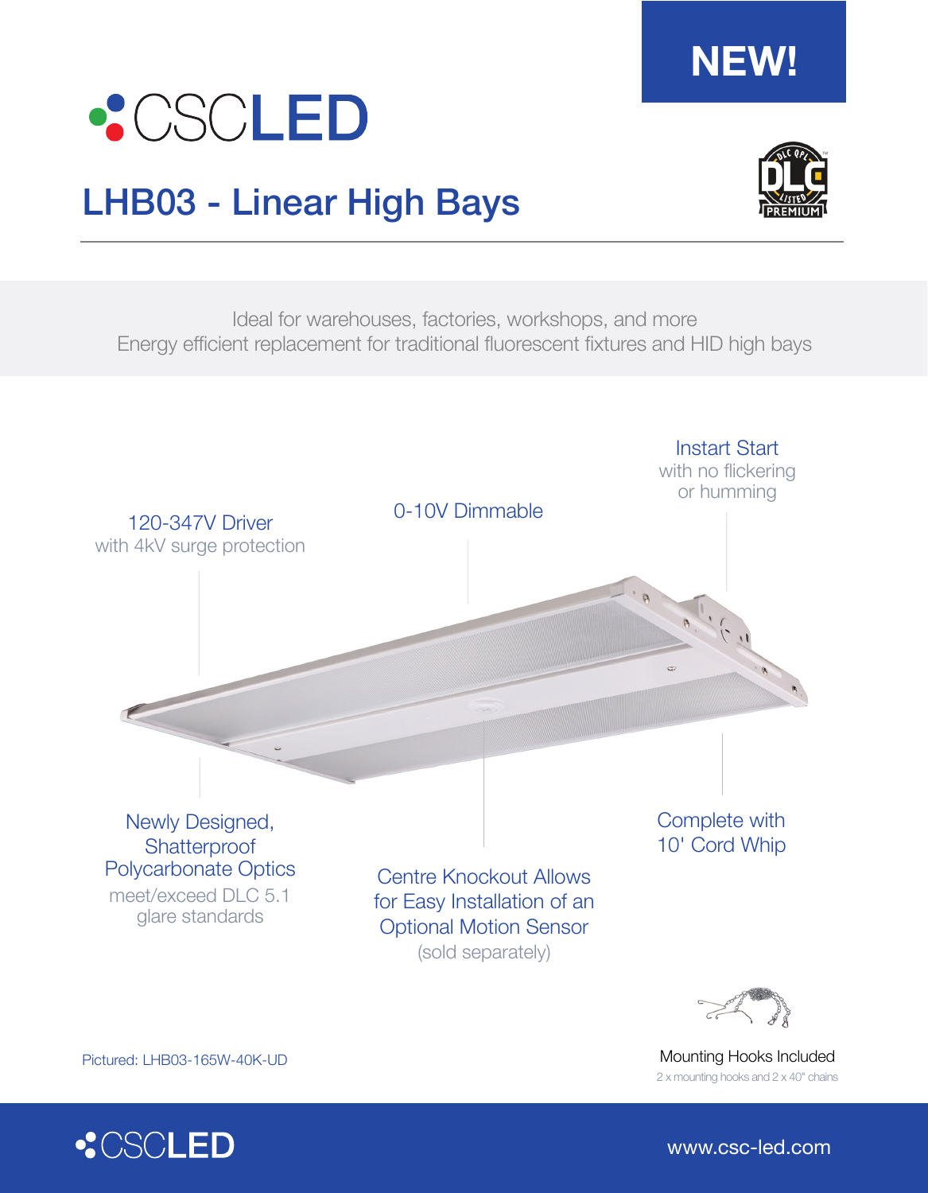NEW!

CSCLED

# LHB03 - Linear High Bays

Ideal for warehouses, factories, workshops, and more
Energy efficient replacement for traditional fluorescent fixtures and HID high bays

**120-347V Driver**
with 4kV surge protection

**0-10V Dimmable**

**Instart Start**
with no flickering or humming

**Newly Designed, Shatterproof Polycarbonate Optics**
meet/exceed DLC 5.1 glare standards

**Centre Knockout Allows for Easy Installation of an Optional Motion Sensor**
(sold separately)

**Complete with 10' Cord Whip**

Pictured: LHB03-165W-40K-UD

**Mounting Hooks Included**
2 x mounting hooks and 2 x 40" chains

www.csc-led.com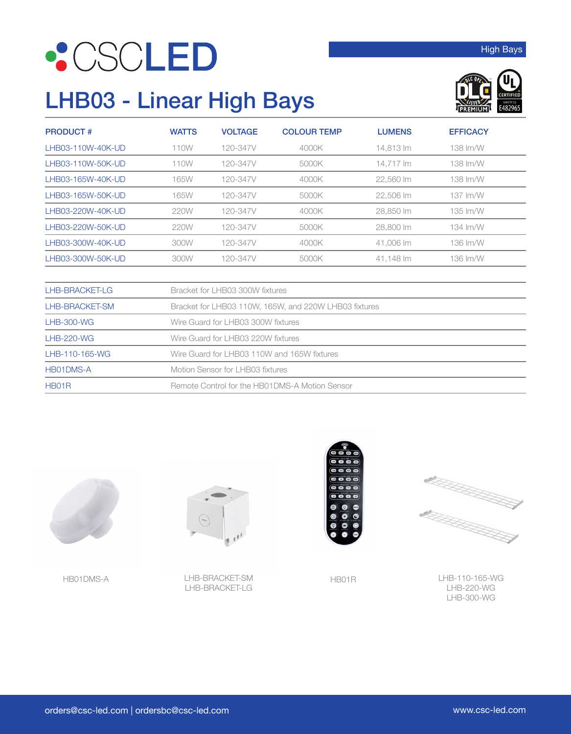# CSCLED

High Bays

## LHB03 - Linear High Bays

| PRODUCT # | WATTS | VOLTAGE | COLOUR TEMP | LUMENS | EFFICACY |
|---|---|---|---|---|---|
| LHB03-110W-40K-UD | 110W | 120-347V | 4000K | 14,813 lm | 138 lm/W |
| LHB03-110W-50K-UD | 110W | 120-347V | 5000K | 14,717 lm | 138 lm/W |
| LHB03-165W-40K-UD | 165W | 120-347V | 4000K | 22,560 lm | 138 lm/W |
| LHB03-165W-50K-UD | 165W | 120-347V | 5000K | 22,506 lm | 137 lm/W |
| LHB03-220W-40K-UD | 220W | 120-347V | 4000K | 28,850 lm | 135 lm/W |
| LHB03-220W-50K-UD | 220W | 120-347V | 5000K | 28,800 lm | 134 lm/W |
| LHB03-300W-40K-UD | 300W | 120-347V | 4000K | 41,006 lm | 136 lm/W |
| LHB03-300W-50K-UD | 300W | 120-347V | 5000K | 41,148 lm | 136 lm/W |

| | |
|---|---|
| LHB-BRACKET-LG | Bracket for LHB03 300W fixtures |
| LHB-BRACKET-SM | Bracket for LHB03 110W, 165W, and 220W LHB03 fixtures |
| LHB-300-WG | Wire Guard for LHB03 300W fixtures |
| LHB-220-WG | Wire Guard for LHB03 220W fixtures |
| LHB-110-165-WG | Wire Guard for LHB03 110W and 165W fixtures |
| HB01DMS-A | Motion Sensor for LHB03 fixtures |
| HB01R | Remote Control for the HB01DMS-A Motion Sensor |

HB01DMS-A

LHB-BRACKET-SM
LHB-BRACKET-LG

HB01R

LHB-110-165-WG
LHB-220-WG
LHB-300-WG

orders@csc-led.com | ordersbc@csc-led.com

www.csc-led.com